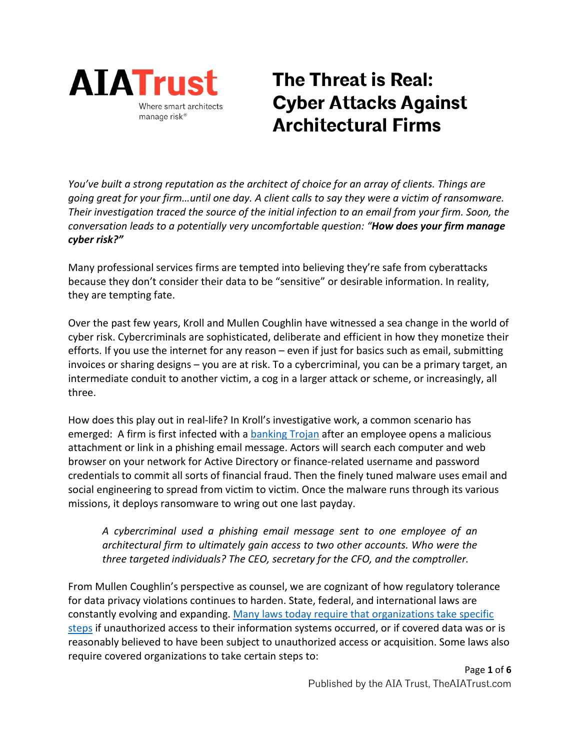**AIA Trust**
Where smart architects manage risk®

# The Threat is Real: Cyber Attacks Against Architectural Firms

*You've built a strong reputation as the architect of choice for an array of clients. Things are going great for your firm…until one day. A client calls to say they were a victim of ransomware. Their investigation traced the source of the initial infection to an email from your firm. Soon, the conversation leads to a potentially very uncomfortable question: "**How does your firm manage cyber risk?"***

Many professional services firms are tempted into believing they're safe from cyberattacks because they don't consider their data to be "sensitive" or desirable information. In reality, they are tempting fate.

Over the past few years, Kroll and Mullen Coughlin have witnessed a sea change in the world of cyber risk. Cybercriminals are sophisticated, deliberate and efficient in how they monetize their efforts. If you use the internet for any reason – even if just for basics such as email, submitting invoices or sharing designs – you are at risk. To a cybercriminal, you can be a primary target, an intermediate conduit to another victim, a cog in a larger attack or scheme, or increasingly, all three.

How does this play out in real-life? In Kroll's investigative work, a common scenario has emerged: A firm is first infected with a banking Trojan after an employee opens a malicious attachment or link in a phishing email message. Actors will search each computer and web browser on your network for Active Directory or finance-related username and password credentials to commit all sorts of financial fraud. Then the finely tuned malware uses email and social engineering to spread from victim to victim. Once the malware runs through its various missions, it deploys ransomware to wring out one last payday.

> *A cybercriminal used a phishing email message sent to one employee of an architectural firm to ultimately gain access to two other accounts. Who were the three targeted individuals? The CEO, secretary for the CFO, and the comptroller.*

From Mullen Coughlin's perspective as counsel, we are cognizant of how regulatory tolerance for data privacy violations continues to harden. State, federal, and international laws are constantly evolving and expanding. Many laws today require that organizations take specific steps if unauthorized access to their information systems occurred, or if covered data was or is reasonably believed to have been subject to unauthorized access or acquisition. Some laws also require covered organizations to take certain steps to: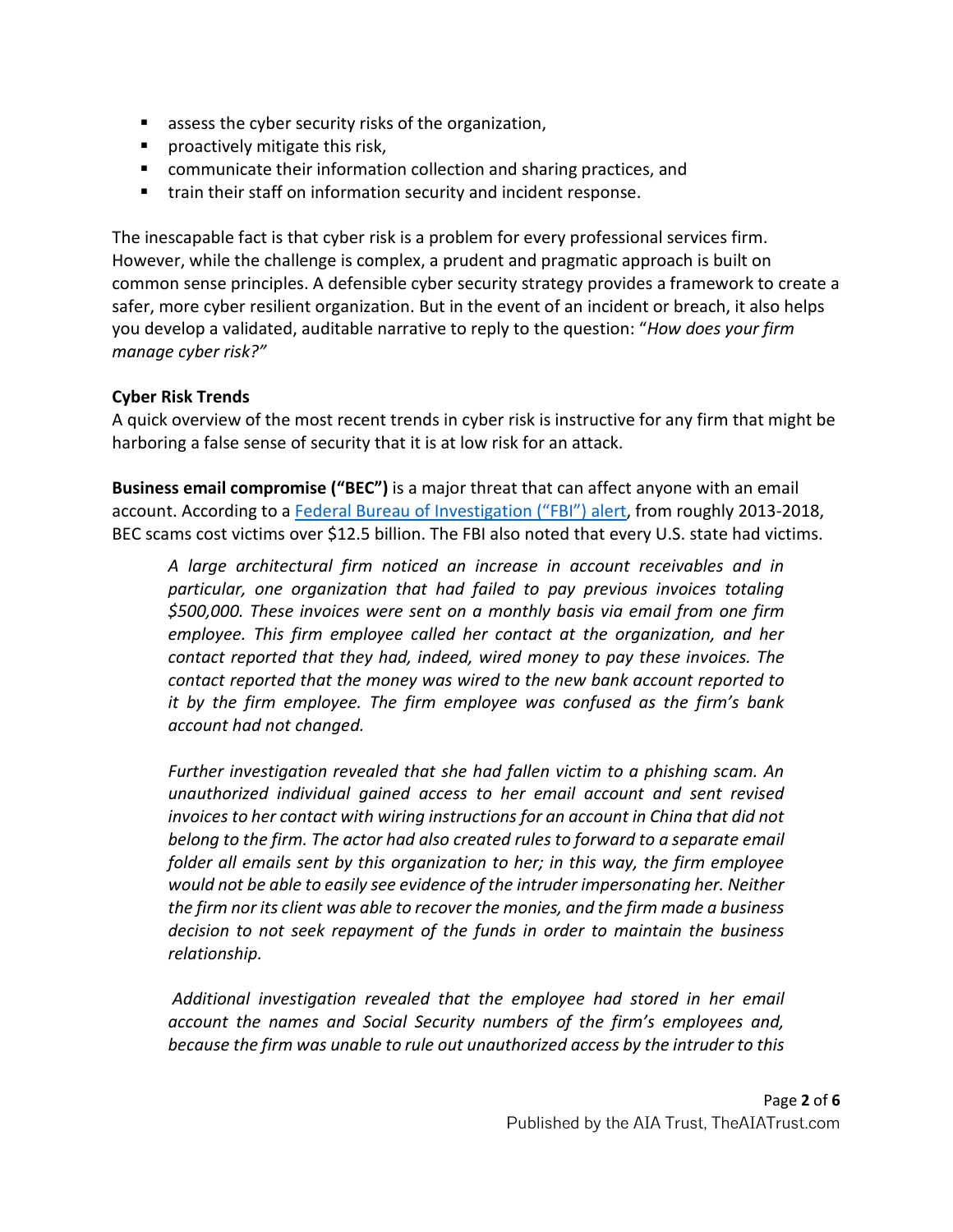- assess the cyber security risks of the organization,
- proactively mitigate this risk,
- communicate their information collection and sharing practices, and
- train their staff on information security and incident response.

The inescapable fact is that cyber risk is a problem for every professional services firm. However, while the challenge is complex, a prudent and pragmatic approach is built on common sense principles. A defensible cyber security strategy provides a framework to create a safer, more cyber resilient organization. But in the event of an incident or breach, it also helps you develop a validated, auditable narrative to reply to the question: "*How does your firm manage cyber risk?"*

**Cyber Risk Trends**

A quick overview of the most recent trends in cyber risk is instructive for any firm that might be harboring a false sense of security that it is at low risk for an attack.

**Business email compromise ("BEC")** is a major threat that can affect anyone with an email account. According to a Federal Bureau of Investigation ("FBI") alert, from roughly 2013-2018, BEC scams cost victims over $12.5 billion. The FBI also noted that every U.S. state had victims.

> *A large architectural firm noticed an increase in account receivables and in particular, one organization that had failed to pay previous invoices totaling $500,000. These invoices were sent on a monthly basis via email from one firm employee. This firm employee called her contact at the organization, and her contact reported that they had, indeed, wired money to pay these invoices. The contact reported that the money was wired to the new bank account reported to it by the firm employee. The firm employee was confused as the firm's bank account had not changed.*
>
> *Further investigation revealed that she had fallen victim to a phishing scam. An unauthorized individual gained access to her email account and sent revised invoices to her contact with wiring instructions for an account in China that did not belong to the firm. The actor had also created rules to forward to a separate email folder all emails sent by this organization to her; in this way, the firm employee would not be able to easily see evidence of the intruder impersonating her. Neither the firm nor its client was able to recover the monies, and the firm made a business decision to not seek repayment of the funds in order to maintain the business relationship.*
>
> *Additional investigation revealed that the employee had stored in her email account the names and Social Security numbers of the firm's employees and, because the firm was unable to rule out unauthorized access by the intruder to this*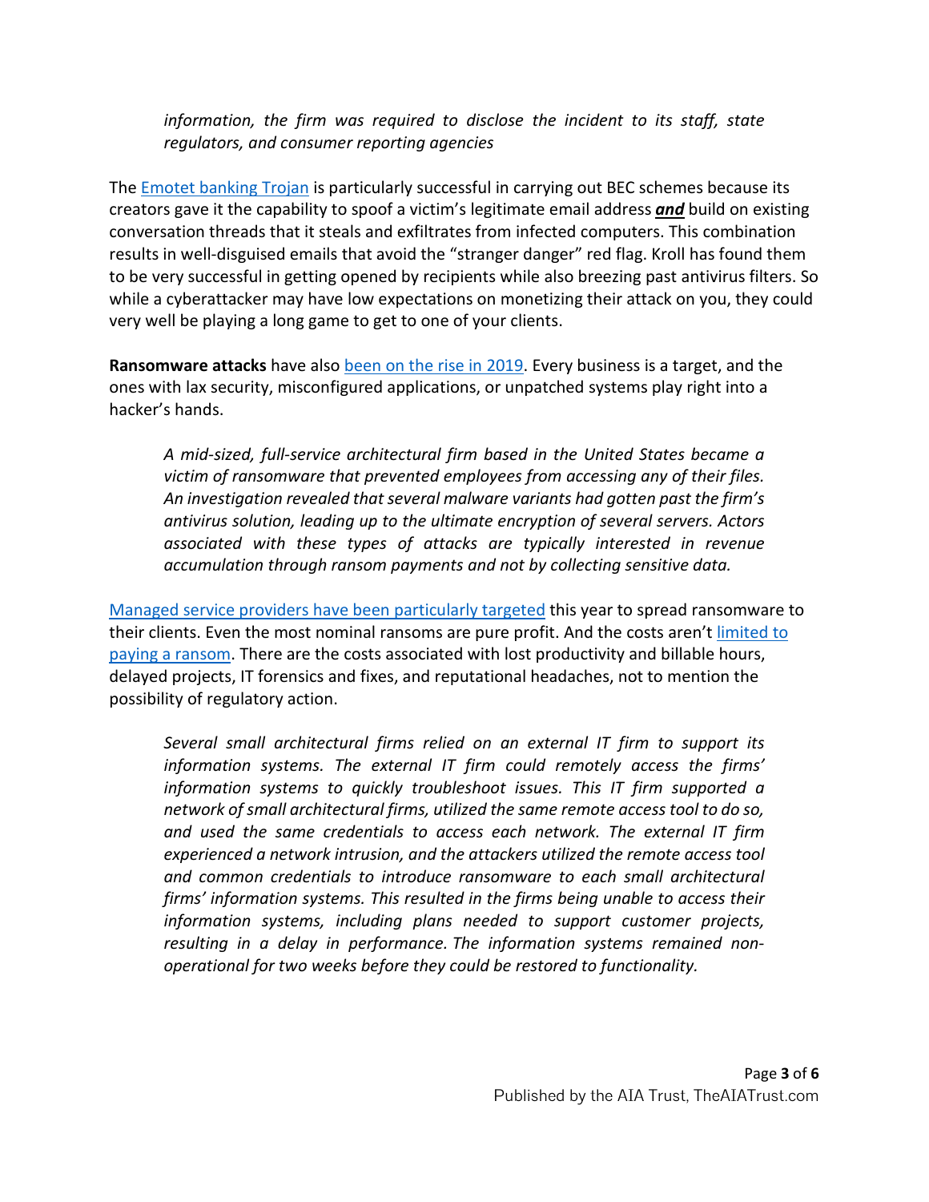> *information, the firm was required to disclose the incident to its staff, state regulators, and consumer reporting agencies*

The Emotet banking Trojan is particularly successful in carrying out BEC schemes because its creators gave it the capability to spoof a victim's legitimate email address ***and*** build on existing conversation threads that it steals and exfiltrates from infected computers. This combination results in well-disguised emails that avoid the "stranger danger" red flag. Kroll has found them to be very successful in getting opened by recipients while also breezing past antivirus filters. So while a cyberattacker may have low expectations on monetizing their attack on you, they could very well be playing a long game to get to one of your clients.

**Ransomware attacks** have also been on the rise in 2019. Every business is a target, and the ones with lax security, misconfigured applications, or unpatched systems play right into a hacker's hands.

> *A mid-sized, full-service architectural firm based in the United States became a victim of ransomware that prevented employees from accessing any of their files. An investigation revealed that several malware variants had gotten past the firm's antivirus solution, leading up to the ultimate encryption of several servers. Actors associated with these types of attacks are typically interested in revenue accumulation through ransom payments and not by collecting sensitive data.*

Managed service providers have been particularly targeted this year to spread ransomware to their clients. Even the most nominal ransoms are pure profit. And the costs aren't limited to paying a ransom. There are the costs associated with lost productivity and billable hours, delayed projects, IT forensics and fixes, and reputational headaches, not to mention the possibility of regulatory action.

> *Several small architectural firms relied on an external IT firm to support its information systems. The external IT firm could remotely access the firms' information systems to quickly troubleshoot issues. This IT firm supported a network of small architectural firms, utilized the same remote access tool to do so, and used the same credentials to access each network. The external IT firm experienced a network intrusion, and the attackers utilized the remote access tool and common credentials to introduce ransomware to each small architectural firms' information systems. This resulted in the firms being unable to access their information systems, including plans needed to support customer projects, resulting in a delay in performance. The information systems remained non-operational for two weeks before they could be restored to functionality.*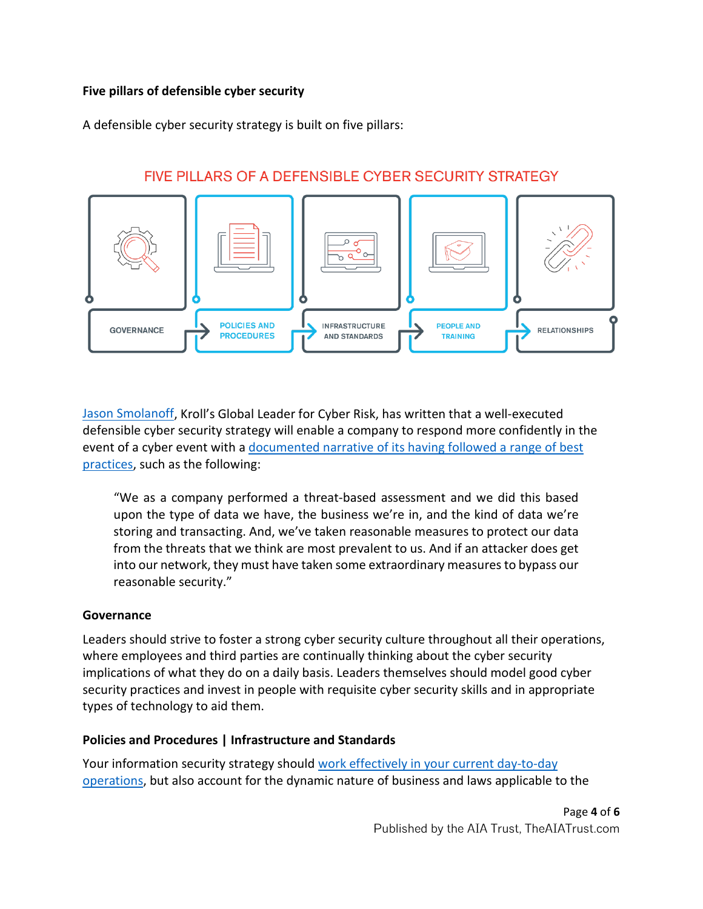**Five pillars of defensible cyber security**

A defensible cyber security strategy is built on five pillars:

FIVE PILLARS OF A DEFENSIBLE CYBER SECURITY STRATEGY

GOVERNANCE → POLICIES AND PROCEDURES → INFRASTRUCTURE AND STANDARDS → PEOPLE AND TRAINING → RELATIONSHIPS

Jason Smolanoff, Kroll's Global Leader for Cyber Risk, has written that a well-executed defensible cyber security strategy will enable a company to respond more confidently in the event of a cyber event with a documented narrative of its having followed a range of best practices, such as the following:

> "We as a company performed a threat-based assessment and we did this based upon the type of data we have, the business we're in, and the kind of data we're storing and transacting. And, we've taken reasonable measures to protect our data from the threats that we think are most prevalent to us. And if an attacker does get into our network, they must have taken some extraordinary measures to bypass our reasonable security."

**Governance**

Leaders should strive to foster a strong cyber security culture throughout all their operations, where employees and third parties are continually thinking about the cyber security implications of what they do on a daily basis. Leaders themselves should model good cyber security practices and invest in people with requisite cyber security skills and in appropriate types of technology to aid them.

**Policies and Procedures | Infrastructure and Standards**

Your information security strategy should work effectively in your current day-to-day operations, but also account for the dynamic nature of business and laws applicable to the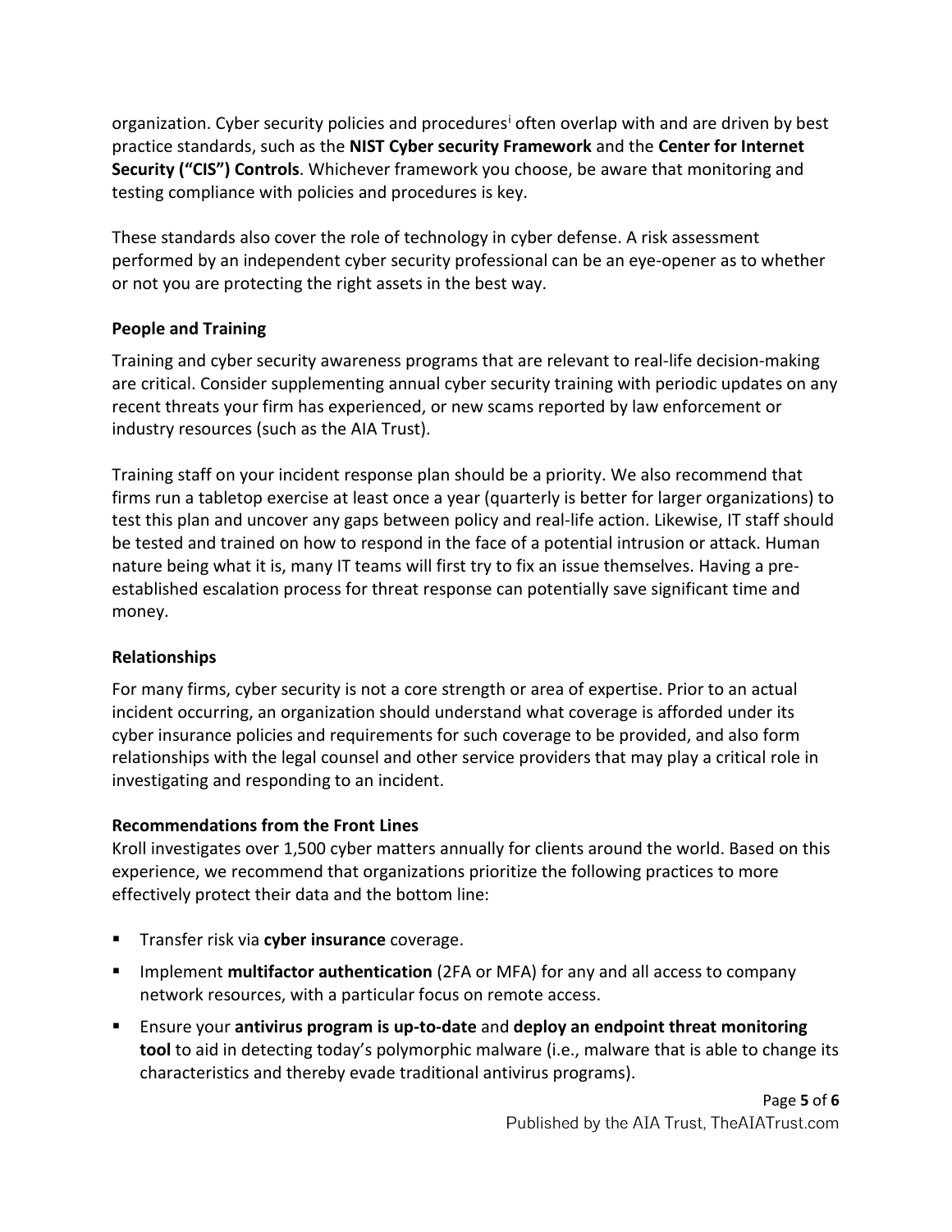organization. Cyber security policies and procedures[i] often overlap with and are driven by best practice standards, such as the **NIST Cyber security Framework** and the **Center for Internet Security ("CIS") Controls**. Whichever framework you choose, be aware that monitoring and testing compliance with policies and procedures is key.

These standards also cover the role of technology in cyber defense. A risk assessment performed by an independent cyber security professional can be an eye-opener as to whether or not you are protecting the right assets in the best way.

### People and Training

Training and cyber security awareness programs that are relevant to real-life decision-making are critical. Consider supplementing annual cyber security training with periodic updates on any recent threats your firm has experienced, or new scams reported by law enforcement or industry resources (such as the AIA Trust).

Training staff on your incident response plan should be a priority. We also recommend that firms run a tabletop exercise at least once a year (quarterly is better for larger organizations) to test this plan and uncover any gaps between policy and real-life action. Likewise, IT staff should be tested and trained on how to respond in the face of a potential intrusion or attack. Human nature being what it is, many IT teams will first try to fix an issue themselves. Having a pre-established escalation process for threat response can potentially save significant time and money.

### Relationships

For many firms, cyber security is not a core strength or area of expertise. Prior to an actual incident occurring, an organization should understand what coverage is afforded under its cyber insurance policies and requirements for such coverage to be provided, and also form relationships with the legal counsel and other service providers that may play a critical role in investigating and responding to an incident.

### Recommendations from the Front Lines

Kroll investigates over 1,500 cyber matters annually for clients around the world. Based on this experience, we recommend that organizations prioritize the following practices to more effectively protect their data and the bottom line:

- Transfer risk via **cyber insurance** coverage.
- Implement **multifactor authentication** (2FA or MFA) for any and all access to company network resources, with a particular focus on remote access.
- Ensure your **antivirus program is up-to-date** and **deploy an endpoint threat monitoring tool** to aid in detecting today's polymorphic malware (i.e., malware that is able to change its characteristics and thereby evade traditional antivirus programs).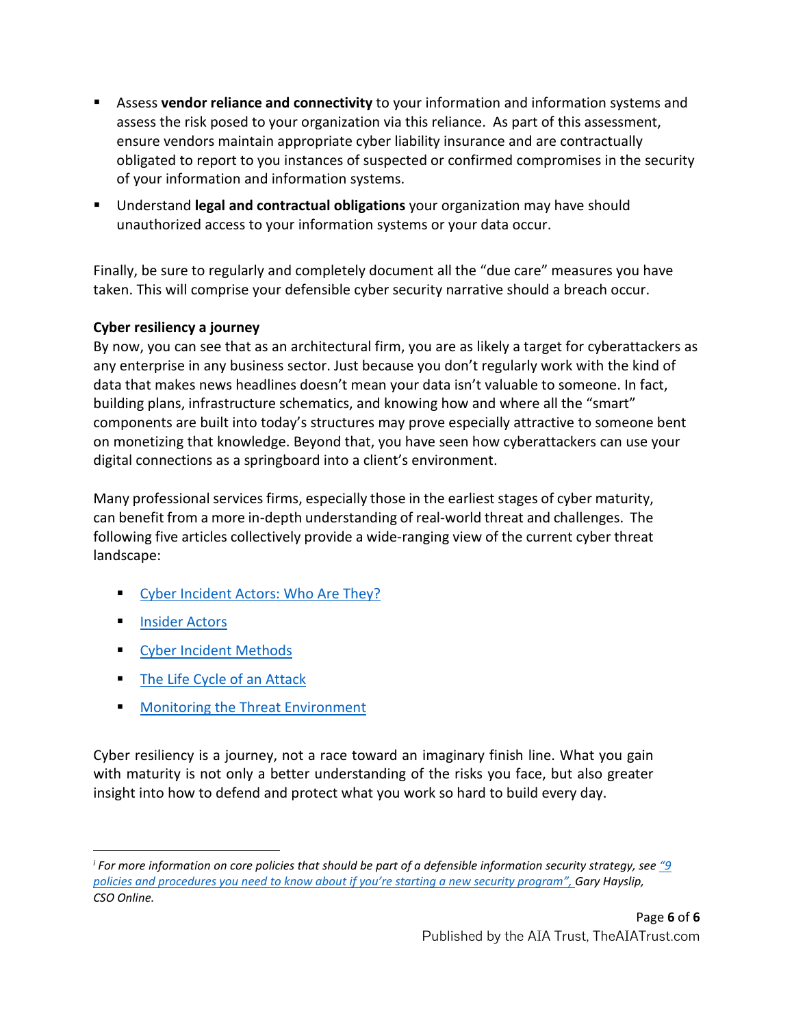- Assess **vendor reliance and connectivity** to your information and information systems and assess the risk posed to your organization via this reliance. As part of this assessment, ensure vendors maintain appropriate cyber liability insurance and are contractually obligated to report to you instances of suspected or confirmed compromises in the security of your information and information systems.
- Understand **legal and contractual obligations** your organization may have should unauthorized access to your information systems or your data occur.

Finally, be sure to regularly and completely document all the "due care" measures you have taken. This will comprise your defensible cyber security narrative should a breach occur.

**Cyber resiliency a journey**

By now, you can see that as an architectural firm, you are as likely a target for cyberattackers as any enterprise in any business sector. Just because you don't regularly work with the kind of data that makes news headlines doesn't mean your data isn't valuable to someone. In fact, building plans, infrastructure schematics, and knowing how and where all the "smart" components are built into today's structures may prove especially attractive to someone bent on monetizing that knowledge. Beyond that, you have seen how cyberattackers can use your digital connections as a springboard into a client's environment.

Many professional services firms, especially those in the earliest stages of cyber maturity, can benefit from a more in-depth understanding of real-world threat and challenges. The following five articles collectively provide a wide-ranging view of the current cyber threat landscape:

- Cyber Incident Actors: Who Are They?
- Insider Actors
- Cyber Incident Methods
- The Life Cycle of an Attack
- Monitoring the Threat Environment

Cyber resiliency is a journey, not a race toward an imaginary finish line. What you gain with maturity is not only a better understanding of the risks you face, but also greater insight into how to defend and protect what you work so hard to build every day.

---

[i] *For more information on core policies that should be part of a defensible information security strategy, see "9 policies and procedures you need to know about if you're starting a new security program", Gary Hayslip, CSO Online.*

Published by the AIA Trust, TheAIATrust.com